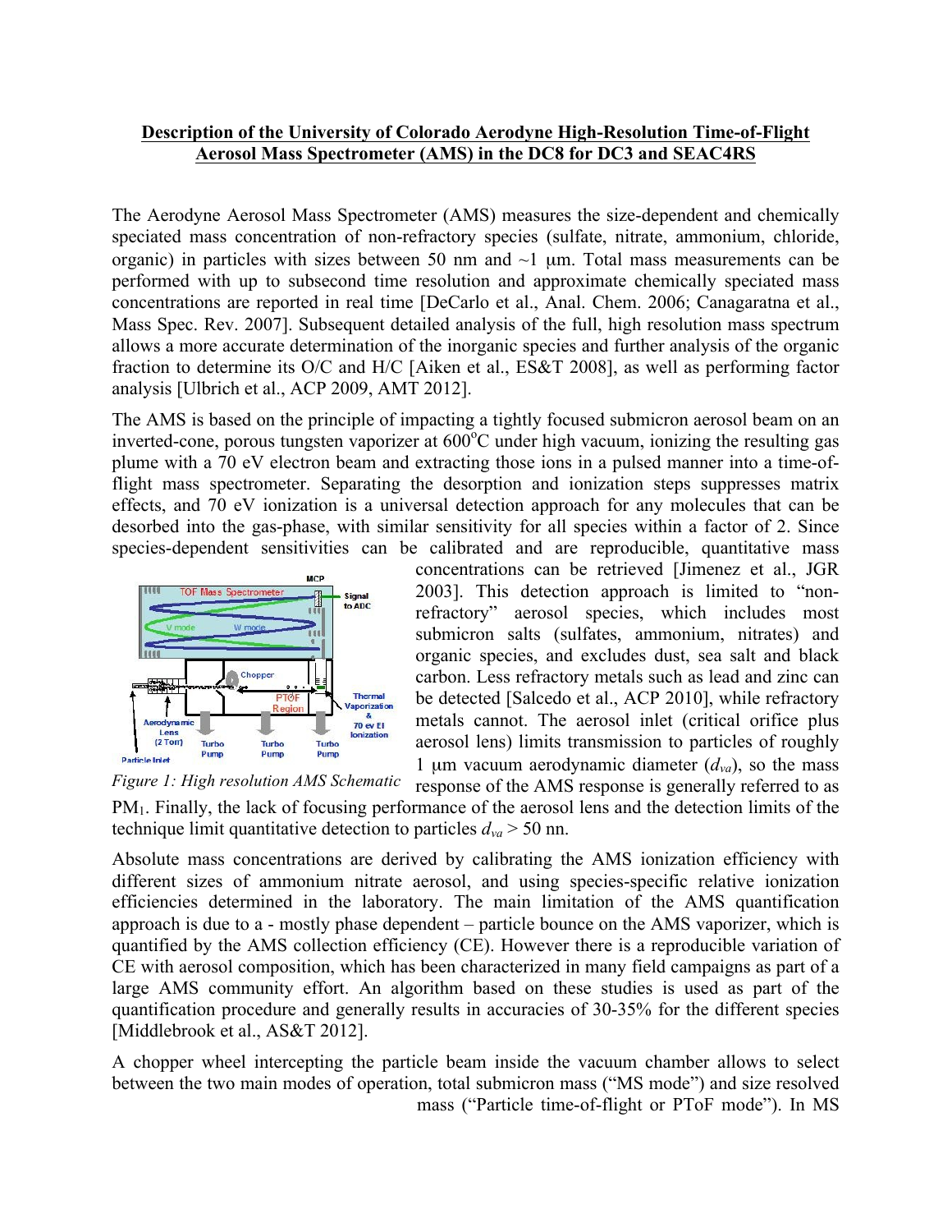**Description of the University of Colorado Aerodyne High-Resolution Time-of-Flight Aerosol Mass Spectrometer (AMS) in the DC8 for DC3 and SEAC4RS**

The Aerodyne Aerosol Mass Spectrometer (AMS) measures the size-dependent and chemically speciated mass concentration of non-refractory species (sulfate, nitrate, ammonium, chloride, organic) in particles with sizes between 50 nm and ~1 μm. Total mass measurements can be performed with up to subsecond time resolution and approximate chemically speciated mass concentrations are reported in real time [DeCarlo et al., Anal. Chem. 2006; Canagaratna et al., Mass Spec. Rev. 2007]. Subsequent detailed analysis of the full, high resolution mass spectrum allows a more accurate determination of the inorganic species and further analysis of the organic fraction to determine its O/C and H/C [Aiken et al., ES&T 2008], as well as performing factor analysis [Ulbrich et al., ACP 2009, AMT 2012].

The AMS is based on the principle of impacting a tightly focused submicron aerosol beam on an inverted-cone, porous tungsten vaporizer at 600°C under high vacuum, ionizing the resulting gas plume with a 70 eV electron beam and extracting those ions in a pulsed manner into a time-of-flight mass spectrometer. Separating the desorption and ionization steps suppresses matrix effects, and 70 eV ionization is a universal detection approach for any molecules that can be desorbed into the gas-phase, with similar sensitivity for all species within a factor of 2. Since species-dependent sensitivities can be calibrated and are reproducible, quantitative mass concentrations can be retrieved [Jimenez et al., JGR 2003]. This detection approach is limited to "non-refractory" aerosol species, which includes most submicron salts (sulfates, ammonium, nitrates) and organic species, and excludes dust, sea salt and black carbon. Less refractory metals such as lead and zinc can be detected [Salcedo et al., ACP 2010], while refractory metals cannot. The aerosol inlet (critical orifice plus aerosol lens) limits transmission to particles of roughly 1 μm vacuum aerodynamic diameter ($d_{va}$), so the mass response of the AMS is generally referred to as $PM_1$. Finally, the lack of focusing performance of the aerosol lens and the detection limits of the technique limit quantitative detection to particles $d_{va} > 50$ nn.

*Figure 1: High resolution AMS Schematic*

Absolute mass concentrations are derived by calibrating the AMS ionization efficiency with different sizes of ammonium nitrate aerosol, and using species-specific relative ionization efficiencies determined in the laboratory. The main limitation of the AMS quantification approach is due to a - mostly phase dependent – particle bounce on the AMS vaporizer, which is quantified by the AMS collection efficiency (CE). However there is a reproducible variation of CE with aerosol composition, which has been characterized in many field campaigns as part of a large AMS community effort. An algorithm based on these studies is used as part of the quantification procedure and generally results in accuracies of 30-35% for the different species [Middlebrook et al., AS&T 2012].

A chopper wheel intercepting the particle beam inside the vacuum chamber allows to select between the two main modes of operation, total submicron mass ("MS mode") and size resolved mass ("Particle time-of-flight or PToF mode"). In MS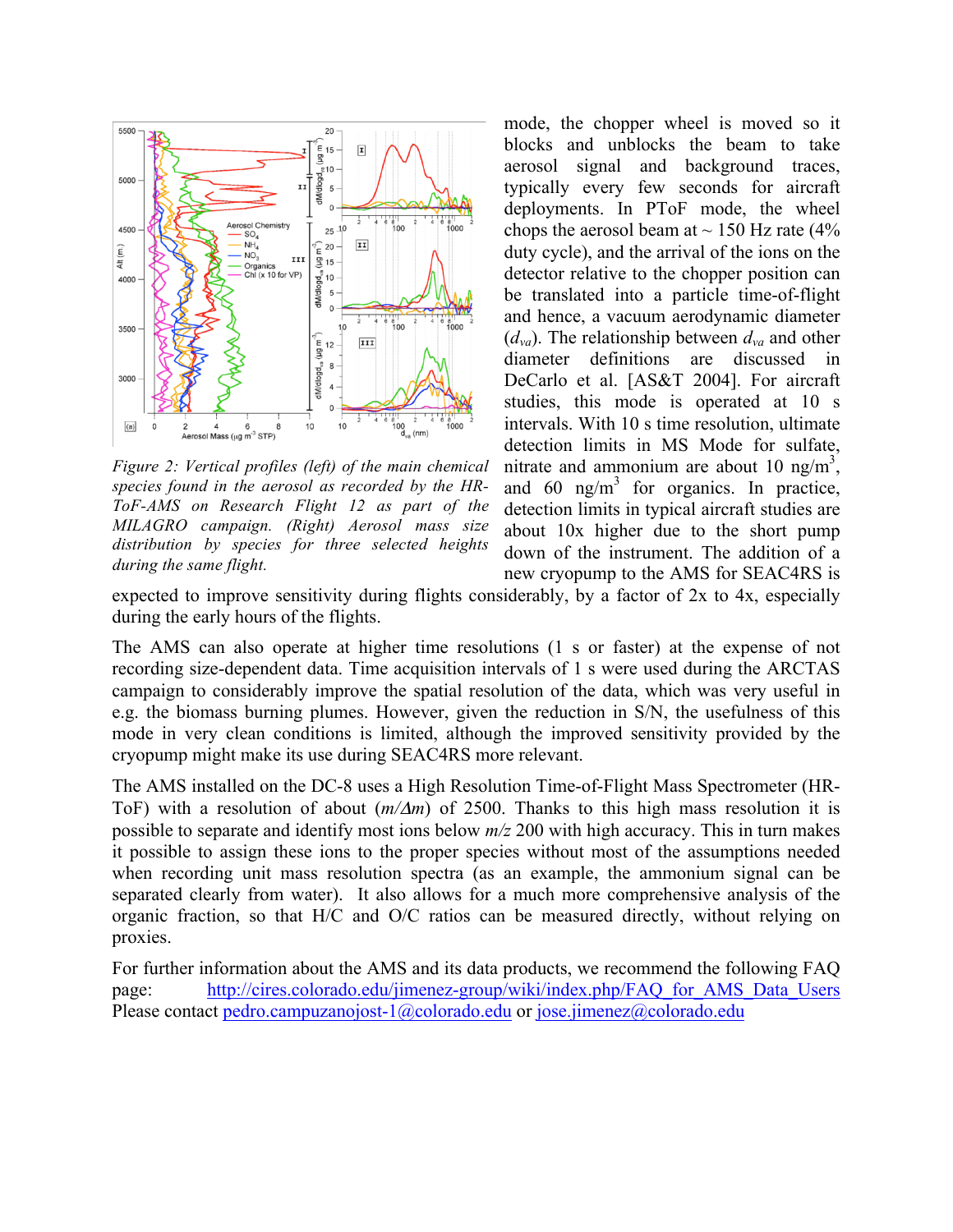Aerosol Chemistry
SO4
NH4
NO3
Organics
Chl (x 10 for VP)

Alt (m)
Aerosol Mass (μg m⁻³ STP)

dM/dlogd_va (μg m⁻³)
d_va (nm)

I
II
III
(a)

*Figure 2: Vertical profiles (left) of the main chemical species found in the aerosol as recorded by the HR-ToF-AMS on Research Flight 12 as part of the MILAGRO campaign. (Right) Aerosol mass size distribution by species for three selected heights during the same flight.*

mode, the chopper wheel is moved so it blocks and unblocks the beam to take aerosol signal and background traces, typically every few seconds for aircraft deployments. In PToF mode, the wheel chops the aerosol beam at ~ 150 Hz rate (4% duty cycle), and the arrival of the ions on the detector relative to the chopper position can be translated into a particle time-of-flight and hence, a vacuum aerodynamic diameter ($d_{va}$). The relationship between $d_{va}$ and other diameter definitions are discussed in DeCarlo et al. [AS&T 2004]. For aircraft studies, this mode is operated at 10 s intervals. With 10 s time resolution, ultimate detection limits in MS Mode for sulfate, nitrate and ammonium are about 10 ng/m$^3$, and 60 ng/m$^3$ for organics. In practice, detection limits in typical aircraft studies are about 10x higher due to the short pump down of the instrument. The addition of a new cryopump to the AMS for SEAC4RS is expected to improve sensitivity during flights considerably, by a factor of 2x to 4x, especially during the early hours of the flights.

The AMS can also operate at higher time resolutions (1 s or faster) at the expense of not recording size-dependent data. Time acquisition intervals of 1 s were used during the ARCTAS campaign to considerably improve the spatial resolution of the data, which was very useful in e.g. the biomass burning plumes. However, given the reduction in S/N, the usefulness of this mode in very clean conditions is limited, although the improved sensitivity provided by the cryopump might make its use during SEAC4RS more relevant.

The AMS installed on the DC-8 uses a High Resolution Time-of-Flight Mass Spectrometer (HR-ToF) with a resolution of about ($m/\Delta m$) of 2500. Thanks to this high mass resolution it is possible to separate and identify most ions below $m/z$ 200 with high accuracy. This in turn makes it possible to assign these ions to the proper species without most of the assumptions needed when recording unit mass resolution spectra (as an example, the ammonium signal can be separated clearly from water). It also allows for a much more comprehensive analysis of the organic fraction, so that H/C and O/C ratios can be measured directly, without relying on proxies.

For further information about the AMS and its data products, we recommend the following FAQ page: http://cires.colorado.edu/jimenez-group/wiki/index.php/FAQ_for_AMS_Data_Users
Please contact pedro.campuzanojost-1@colorado.edu or jose.jimenez@colorado.edu